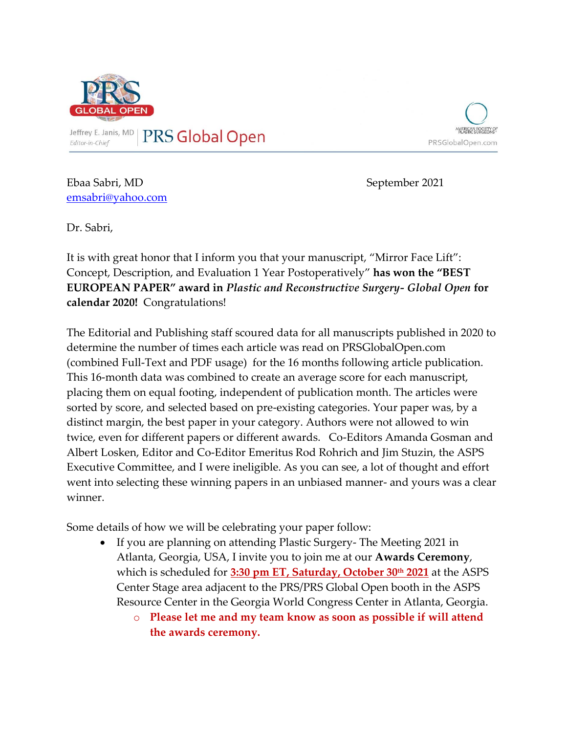Jeffrey E. Janis, MD
*Editor-in-Chief*

PRS Global Open

AMERICAN SOCIETY OF PLASTIC SURGEONS

PRSGlobalOpen.com

Ebaa Sabri, MD
emsabri@yahoo.com

September 2021

Dr. Sabri,

It is with great honor that I inform you that your manuscript, "Mirror Face Lift": Concept, Description, and Evaluation 1 Year Postoperatively" **has won the "BEST EUROPEAN PAPER" award in *Plastic and Reconstructive Surgery- Global Open* for calendar 2020!** Congratulations!

The Editorial and Publishing staff scoured data for all manuscripts published in 2020 to determine the number of times each article was read on PRSGlobalOpen.com (combined Full-Text and PDF usage) for the 16 months following article publication. This 16-month data was combined to create an average score for each manuscript, placing them on equal footing, independent of publication month. The articles were sorted by score, and selected based on pre-existing categories. Your paper was, by a distinct margin, the best paper in your category. Authors were not allowed to win twice, even for different papers or different awards. Co-Editors Amanda Gosman and Albert Losken, Editor and Co-Editor Emeritus Rod Rohrich and Jim Stuzin, the ASPS Executive Committee, and I were ineligible. As you can see, a lot of thought and effort went into selecting these winning papers in an unbiased manner- and yours was a clear winner.

Some details of how we will be celebrating your paper follow:

- If you are planning on attending Plastic Surgery- The Meeting 2021 in Atlanta, Georgia, USA, I invite you to join me at our **Awards Ceremony**, which is scheduled for **3:30 pm ET, Saturday, October 30th 2021** at the ASPS Center Stage area adjacent to the PRS/PRS Global Open booth in the ASPS Resource Center in the Georgia World Congress Center in Atlanta, Georgia.
    - **Please let me and my team know as soon as possible if will attend the awards ceremony.**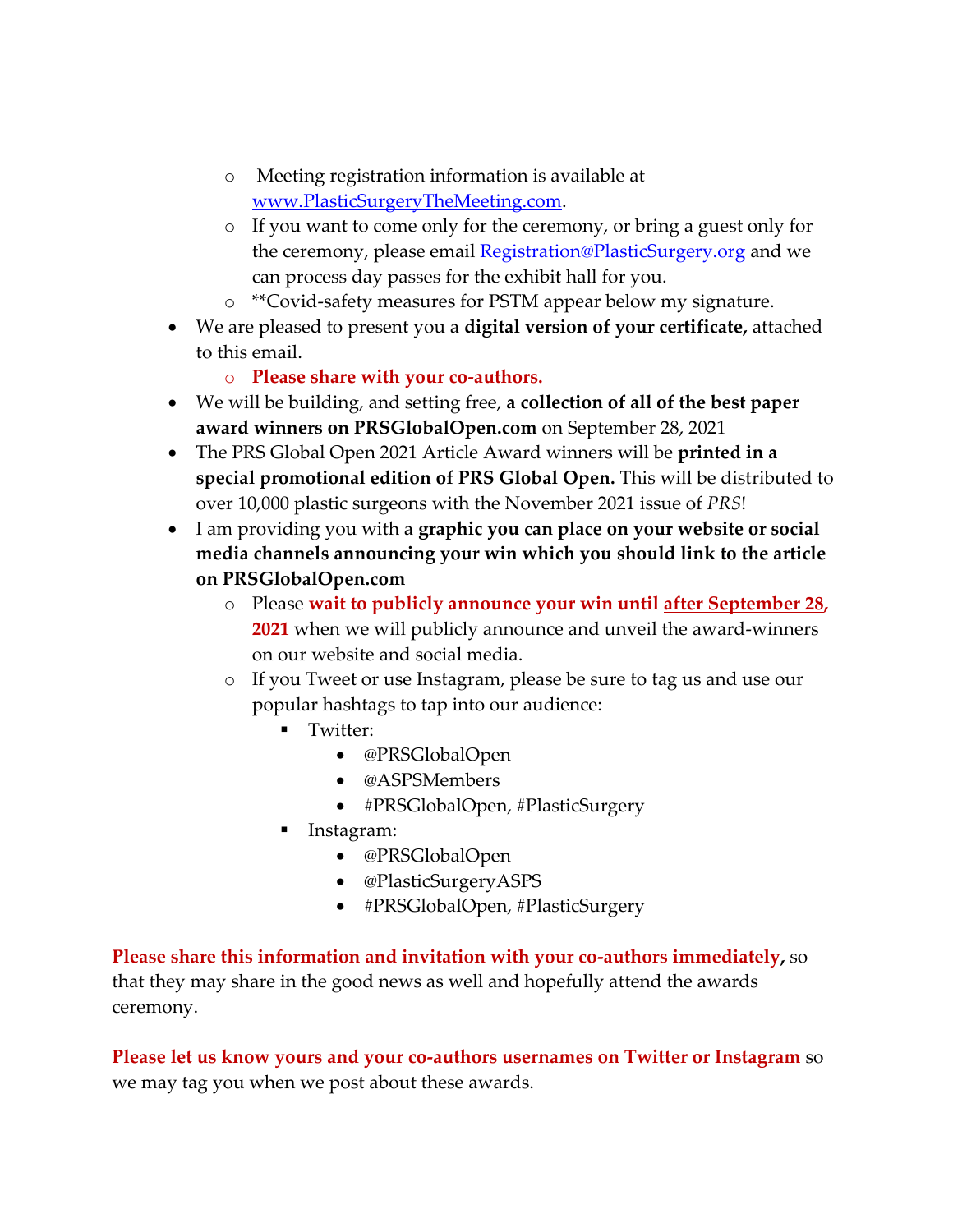- Meeting registration information is available at [www.PlasticSurgeryTheMeeting.com](http://www.PlasticSurgeryTheMeeting.com).
  - If you want to come only for the ceremony, or bring a guest only for the ceremony, please email [Registration@PlasticSurgery.org](mailto:Registration@PlasticSurgery.org) and we can process day passes for the exhibit hall for you.
  - **Covid-safety measures for PSTM appear below my signature.
- We are pleased to present you a **digital version of your certificate,** attached to this email.
  - **Please share with your co-authors.**
- We will be building, and setting free, **a collection of all of the best paper award winners on PRSGlobalOpen.com** on September 28, 2021
- The PRS Global Open 2021 Article Award winners will be **printed in a special promotional edition of PRS Global Open.** This will be distributed to over 10,000 plastic surgeons with the November 2021 issue of *PRS*!
- I am providing you with a **graphic you can place on your website or social media channels announcing your win which you should link to the article on PRSGlobalOpen.com**
  - Please **wait to publicly announce your win until after September 28, 2021** when we will publicly announce and unveil the award-winners on our website and social media.
  - If you Tweet or use Instagram, please be sure to tag us and use our popular hashtags to tap into our audience:
    - Twitter:
      - @PRSGlobalOpen
      - @ASPSMembers
      - #PRSGlobalOpen, #PlasticSurgery
    - Instagram:
      - @PRSGlobalOpen
      - @PlasticSurgeryASPS
      - #PRSGlobalOpen, #PlasticSurgery

**Please share this information and invitation with your co-authors immediately,** so that they may share in the good news as well and hopefully attend the awards ceremony.

**Please let us know yours and your co-authors usernames on Twitter or Instagram** so we may tag you when we post about these awards.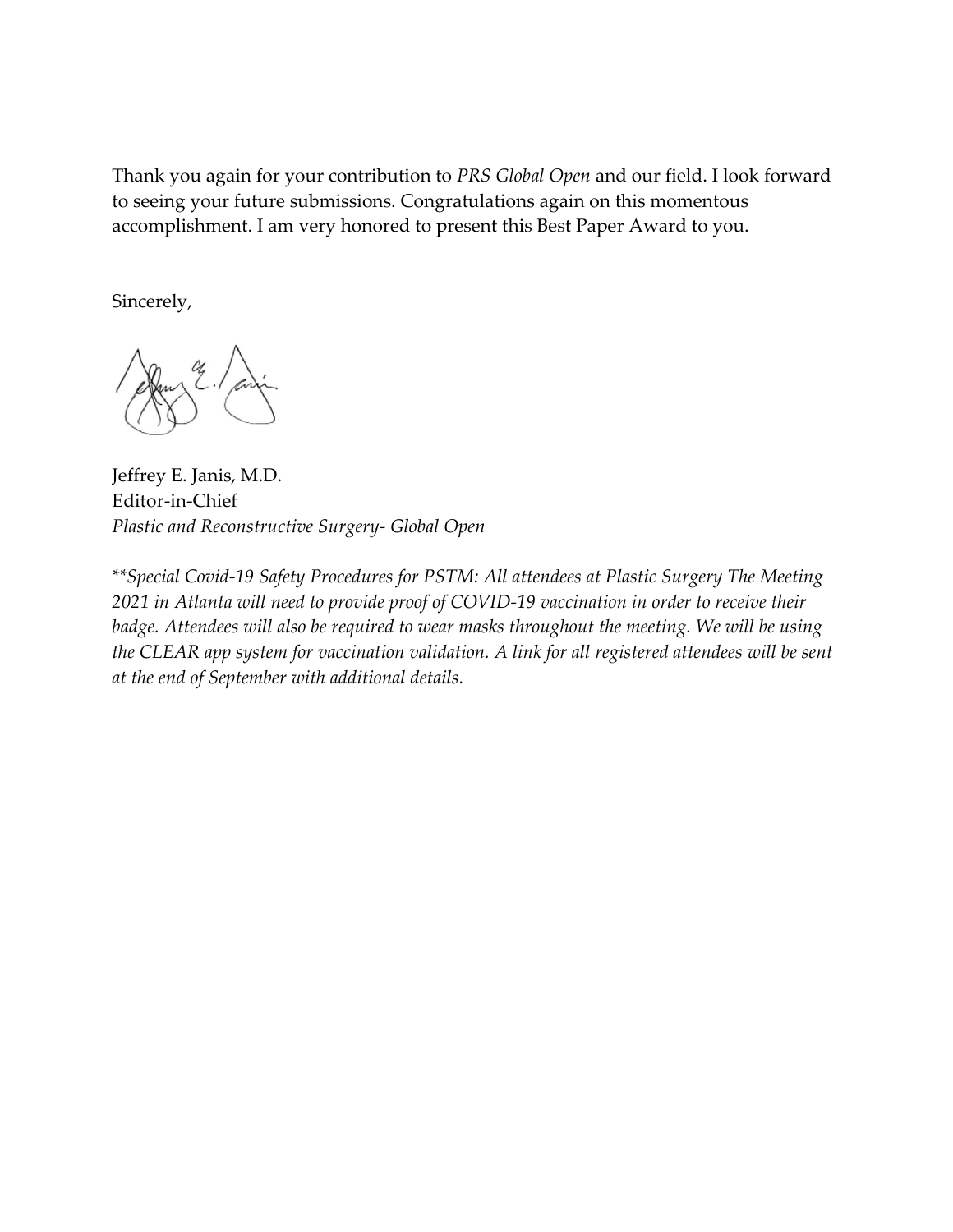Thank you again for your contribution to *PRS Global Open* and our field. I look forward to seeing your future submissions. Congratulations again on this momentous accomplishment. I am very honored to present this Best Paper Award to you.

Sincerely,

Jeffrey E. Janis, M.D.
Editor-in-Chief
*Plastic and Reconstructive Surgery- Global Open*

*\*\*Special Covid-19 Safety Procedures for PSTM: All attendees at Plastic Surgery The Meeting 2021 in Atlanta will need to provide proof of COVID-19 vaccination in order to receive their badge. Attendees will also be required to wear masks throughout the meeting. We will be using the CLEAR app system for vaccination validation. A link for all registered attendees will be sent at the end of September with additional details.*